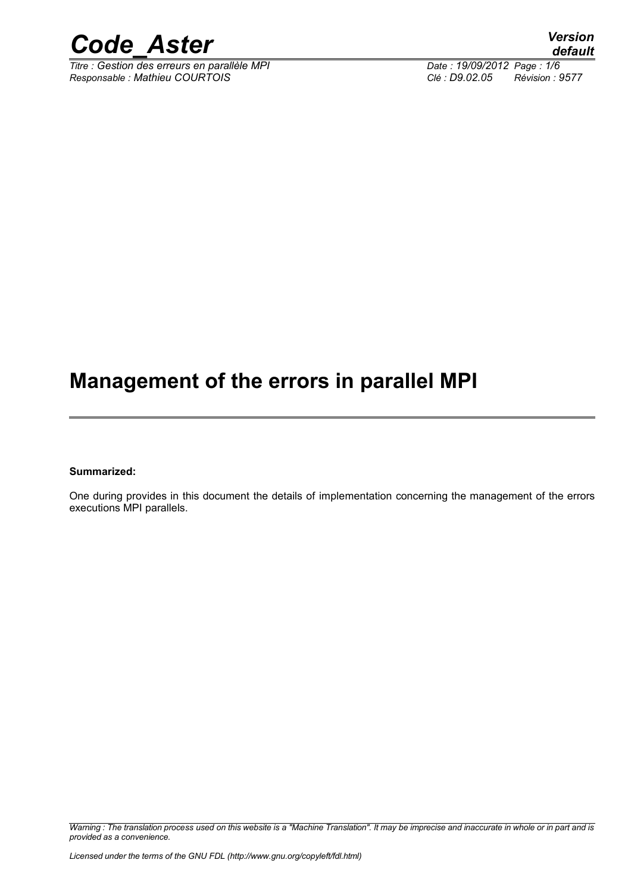# Management of the errors in parallel MPI

**Summarized:**

One during provides in this document the details of implementation concerning the management of the errors executions MPI parallels.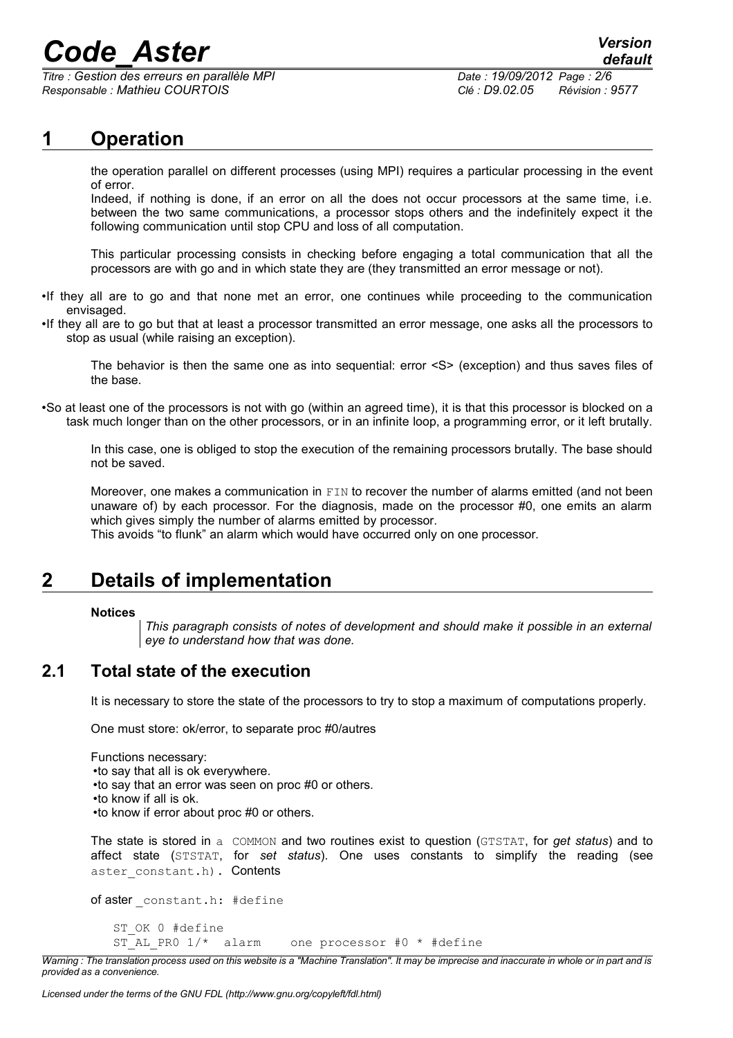# 1 Operation

the operation parallel on different processes (using MPI) requires a particular processing in the event of error.

Indeed, if nothing is done, if an error on all the does not occur processors at the same time, i.e. between the two same communications, a processor stops others and the indefinitely expect it the following communication until stop CPU and loss of all computation.

This particular processing consists in checking before engaging a total communication that all the processors are with go and in which state they are (they transmitted an error message or not).

- If they all are to go and that none met an error, one continues while proceeding to the communication envisaged.
- If they all are to go but that at least a processor transmitted an error message, one asks all the processors to stop as usual (while raising an exception).

  The behavior is then the same one as into sequential: error <S> (exception) and thus saves files of the base.

- So at least one of the processors is not with go (within an agreed time), it is that this processor is blocked on a task much longer than on the other processors, or in an infinite loop, a programming error, or it left brutally.

  In this case, one is obliged to stop the execution of the remaining processors brutally. The base should not be saved.

  Moreover, one makes a communication in `FIN` to recover the number of alarms emitted (and not been unaware of) by each processor. For the diagnosis, made on the processor #0, one emits an alarm which gives simply the number of alarms emitted by processor.
  This avoids "to flunk" an alarm which would have occurred only on one processor.

# 2 Details of implementation

**Notices**

> *This paragraph consists of notes of development and should make it possible in an external eye to understand how that was done.*

## 2.1 Total state of the execution

It is necessary to store the state of the processors to try to stop a maximum of computations properly.

One must store: ok/error, to separate proc #0/autres

Functions necessary:
- to say that all is ok everywhere.
- to say that an error was seen on proc #0 or others.
- to know if all is ok.
- to know if error about proc #0 or others.

The state is stored in a `COMMON` and two routines exist to question (`GTSTAT`, for *get status*) and to affect state (`STSTAT`, for *set status*). One uses constants to simplify the reading (see `aster_constant.h`). Contents

of aster `_constant.h`: `#define`

```
ST_OK 0 #define
ST_AL_PR0 1/*  alarm    one processor #0 * #define
```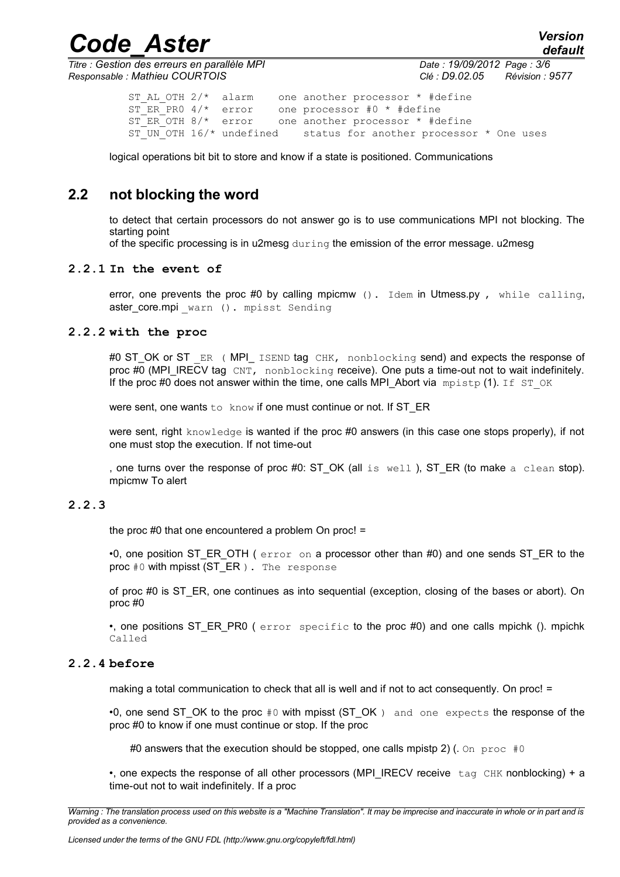```
ST_AL_OTH 2/*  alarm    one another processor * #define
ST_ER_PR0 4/*  error    one processor #0 * #define
ST_ER_OTH 8/*  error    one another processor * #define
ST_UN_OTH 16/* undefined    status for another processor * One uses
```

logical operations bit bit to store and know if a state is positioned. Communications

## 2.2 not blocking the word

to detect that certain processors do not answer go is to use communications MPI not blocking. The starting point
of the specific processing is in u2mesg during the emission of the error message. u2mesg

### 2.2.1 In the event of

error, one prevents the proc #0 by calling mpicmw (). Idem in Utmess.py , while calling, aster_core.mpi _warn (). mpisst Sending

### 2.2.2 with the proc

#0 ST_OK or ST _ER ( MPI_ ISEND tag CHK, nonblocking send) and expects the response of proc #0 (MPI_IRECV tag CNT, nonblocking receive). One puts a time-out not to wait indefinitely. If the proc #0 does not answer within the time, one calls MPI_Abort via mpistp (1). If ST_OK

were sent, one wants to know if one must continue or not. If ST_ER

were sent, right knowledge is wanted if the proc #0 answers (in this case one stops properly), if not one must stop the execution. If not time-out

, one turns over the response of proc #0: ST_OK (all is well ), ST_ER (to make a clean stop). mpicmw To alert

### 2.2.3

the proc #0 that one encountered a problem On proc! =

•0, one position ST_ER_OTH ( error on a processor other than #0) and one sends ST_ER to the proc #0 with mpisst (ST_ER ). The response

of proc #0 is ST_ER, one continues as into sequential (exception, closing of the bases or abort). On proc #0

•, one positions ST_ER_PR0 ( error specific to the proc #0) and one calls mpichk (). mpichk Called

### 2.2.4 before

making a total communication to check that all is well and if not to act consequently. On proc! =

•0, one send ST_OK to the proc #0 with mpisst (ST_OK ) and one expects the response of the proc #0 to know if one must continue or stop. If the proc

#0 answers that the execution should be stopped, one calls mpistp 2) (. On proc #0

•, one expects the response of all other processors (MPI_IRECV receive tag CHK nonblocking) + a time-out not to wait indefinitely. If a proc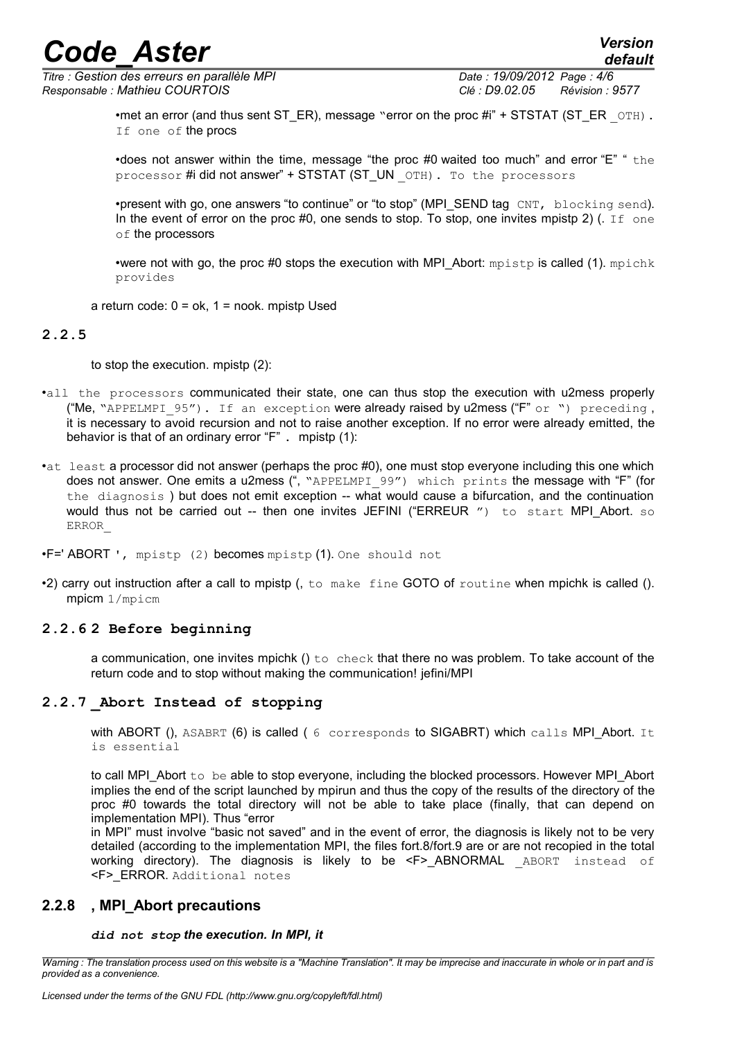•met an error (and thus sent ST_ER), message "error on the proc #i" + STSTAT (ST_ER _OTH). If one of the procs

•does not answer within the time, message "the proc #0 waited too much" and error "E" " the processor #i did not answer" + STSTAT (ST_UN _OTH). To the processors

•present with go, one answers "to continue" or "to stop" (MPI_SEND tag CNT, blocking send). In the event of error on the proc #0, one sends to stop. To stop, one invites mpistp 2) (. If one of the processors

•were not with go, the proc #0 stops the execution with MPI_Abort: mpistp is called (1). mpichk provides

a return code: 0 = ok, 1 = nook. mpistp Used

### 2.2.5

to stop the execution. mpistp (2):

•all the processors communicated their state, one can thus stop the execution with u2mess properly ("Me, "APPELMPI_95"). If an exception were already raised by u2mess ("F" or ") preceding, it is necessary to avoid recursion and not to raise another exception. If no error were already emitted, the behavior is that of an ordinary error "F" . mpistp (1):

•at least a processor did not answer (perhaps the proc #0), one must stop everyone including this one which does not answer. One emits a u2mess (", "APPELMPI_99") which prints the message with "F" (for the diagnosis ) but does not emit exception -- what would cause a bifurcation, and the continuation would thus not be carried out -- then one invites JEFINI ("ERREUR ") to start MPI_Abort. so ERROR_

•F=' ABORT ', mpistp (2) becomes mpistp (1). One should not

•2) carry out instruction after a call to mpistp (, to make fine GOTO of routine when mpichk is called (). mpicm 1/mpicm

### 2.2.6 2 Before beginning

a communication, one invites mpichk () to check that there no was problem. To take account of the return code and to stop without making the communication! jefini/MPI

### 2.2.7 _Abort Instead of stopping

with ABORT (), ASABRT (6) is called ( 6 corresponds to SIGABRT) which calls MPI_Abort. It is essential

to call MPI_Abort to be able to stop everyone, including the blocked processors. However MPI_Abort implies the end of the script launched by mpirun and thus the copy of the results of the directory of the proc #0 towards the total directory will not be able to take place (finally, that can depend on implementation MPI). Thus "error in MPI" must involve "basic not saved" and in the event of error, the diagnosis is likely not to be very detailed (according to the implementation MPI, the files fort.8/fort.9 are or are not recopied in the total working directory). The diagnosis is likely to be <F>_ABNORMAL _ABORT instead of <F>_ERROR. Additional notes

### 2.2.8 , MPI_Abort precautions

***did not stop the execution. In MPI, it***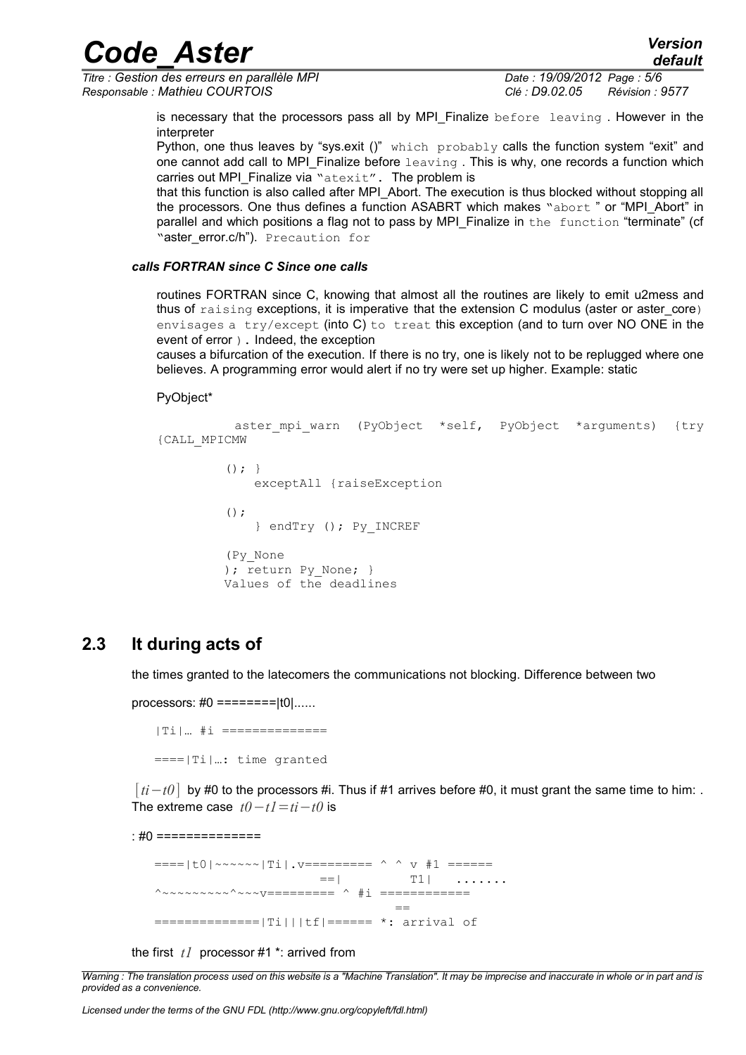is necessary that the processors pass all by MPI_Finalize before leaving . However in the interpreter

Python, one thus leaves by "sys.exit ()" which probably calls the function system "exit" and one cannot add call to MPI_Finalize before leaving . This is why, one records a function which carries out MPI_Finalize via "atexit". The problem is

that this function is also called after MPI_Abort. The execution is thus blocked without stopping all the processors. One thus defines a function ASABRT which makes "abort " or "MPI_Abort" in parallel and which positions a flag not to pass by MPI_Finalize in the function "terminate" (cf "aster_error.c/h"). Precaution for

***calls FORTRAN since C Since one calls***

routines FORTRAN since C, knowing that almost all the routines are likely to emit u2mess and thus of raising exceptions, it is imperative that the extension C modulus (aster or aster_core) envisages a try/except (into C) to treat this exception (and to turn over NO ONE in the event of error ). Indeed, the exception

causes a bifurcation of the execution. If there is no try, one is likely not to be replugged where one believes. A programming error would alert if no try were set up higher. Example: static

PyObject*

```
          aster_mpi_warn  (PyObject  *self,  PyObject  *arguments)  {try
{CALL_MPICMW

         (); }
             exceptAll {raiseException

         ();
             } endTry (); Py_INCREF

         (Py_None
         ); return Py_None; }
         Values of the deadlines
```

## 2.3 It during acts of

the times granted to the latecomers the communications not blocking. Difference between two

processors: #0 ========|t0|......

```
|Ti|… #i ==============

====|Ti|…: time granted
```

$[ti-t0]$ by #0 to the processors #i. Thus if #1 arrives before #0, it must grant the same time to him: . The extreme case $t0-t1=ti-t0$ is

: #0 ==============

```
====|t0|~~~~~~|Ti|.v========= ^ ^ v #1 ======
                    ==|          T1|   .......
^~~~~~~~~~^~~~v========= ^ #i ============
                              ==
==============|Ti|||tf|====== *: arrival of
```

the first $t1$ processor #1 *: arrived from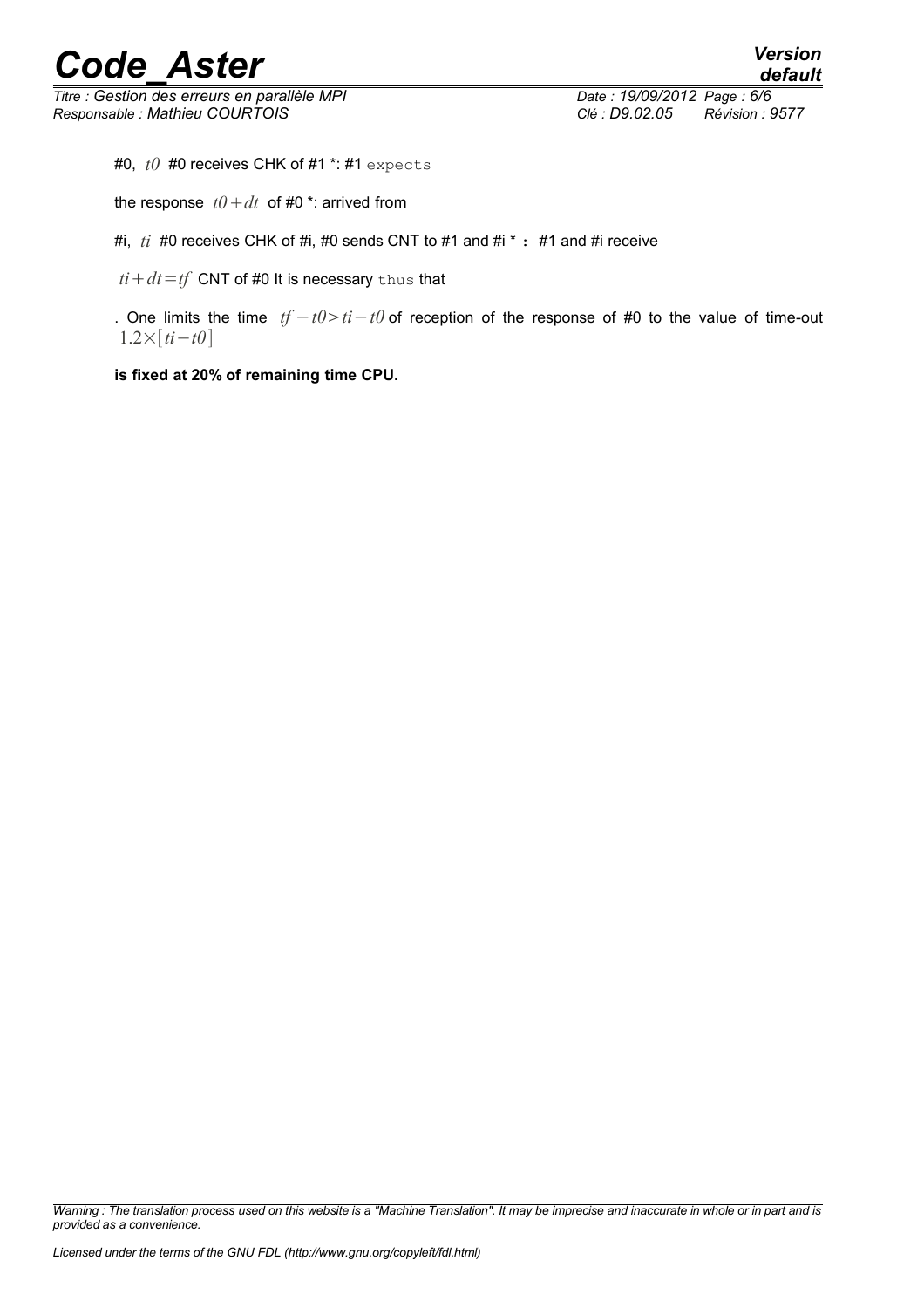#0, $t0$ #0 receives CHK of #1 *: #1 `expects`

the response $t0+dt$ of #0 *: arrived from

#i, $ti$ #0 receives CHK of #i, #0 sends CNT to #1 and #i * : #1 and #i receive

$ti+dt=tf$ CNT of #0 It is necessary `thus` that

. One limits the time $tf-t0>ti-t0$ of reception of the response of #0 to the value of time-out $1.2\times[ti-t0]$

**is fixed at 20% of remaining time CPU.**